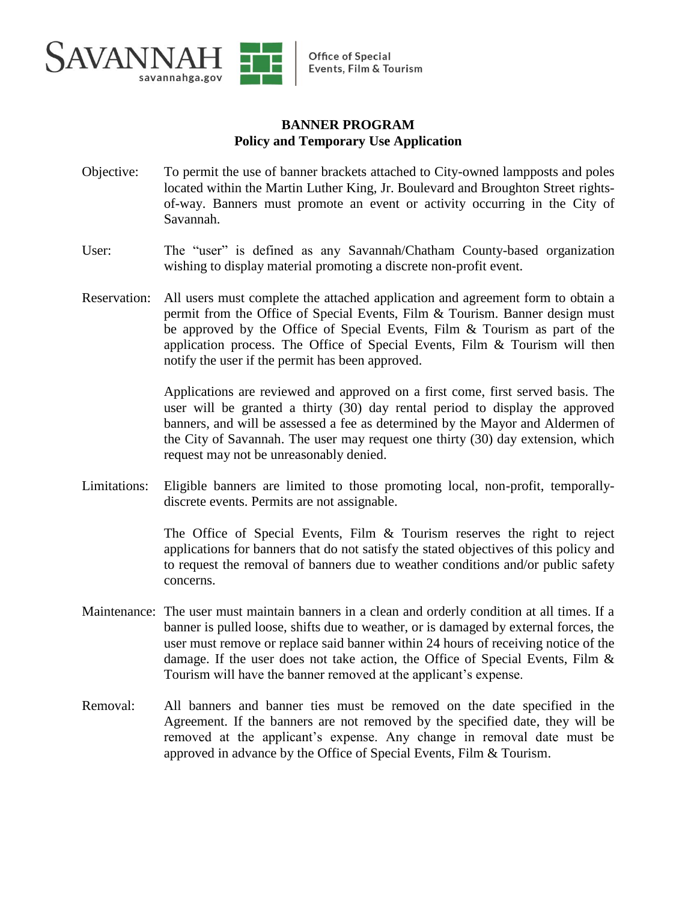SAVANNAH
savannahga.gov

Office of Special Events, Film & Tourism

# BANNER PROGRAM
## Policy and Temporary Use Application

**Objective:** To permit the use of banner brackets attached to City-owned lampposts and poles located within the Martin Luther King, Jr. Boulevard and Broughton Street rights-of-way. Banners must promote an event or activity occurring in the City of Savannah.

**User:** The "user" is defined as any Savannah/Chatham County-based organization wishing to display material promoting a discrete non-profit event.

**Reservation:** All users must complete the attached application and agreement form to obtain a permit from the Office of Special Events, Film & Tourism. Banner design must be approved by the Office of Special Events, Film & Tourism as part of the application process. The Office of Special Events, Film & Tourism will then notify the user if the permit has been approved.

Applications are reviewed and approved on a first come, first served basis. The user will be granted a thirty (30) day rental period to display the approved banners, and will be assessed a fee as determined by the Mayor and Aldermen of the City of Savannah. The user may request one thirty (30) day extension, which request may not be unreasonably denied.

**Limitations:** Eligible banners are limited to those promoting local, non-profit, temporally-discrete events. Permits are not assignable.

The Office of Special Events, Film & Tourism reserves the right to reject applications for banners that do not satisfy the stated objectives of this policy and to request the removal of banners due to weather conditions and/or public safety concerns.

**Maintenance:** The user must maintain banners in a clean and orderly condition at all times. If a banner is pulled loose, shifts due to weather, or is damaged by external forces, the user must remove or replace said banner within 24 hours of receiving notice of the damage. If the user does not take action, the Office of Special Events, Film & Tourism will have the banner removed at the applicant's expense.

**Removal:** All banners and banner ties must be removed on the date specified in the Agreement. If the banners are not removed by the specified date, they will be removed at the applicant's expense. Any change in removal date must be approved in advance by the Office of Special Events, Film & Tourism.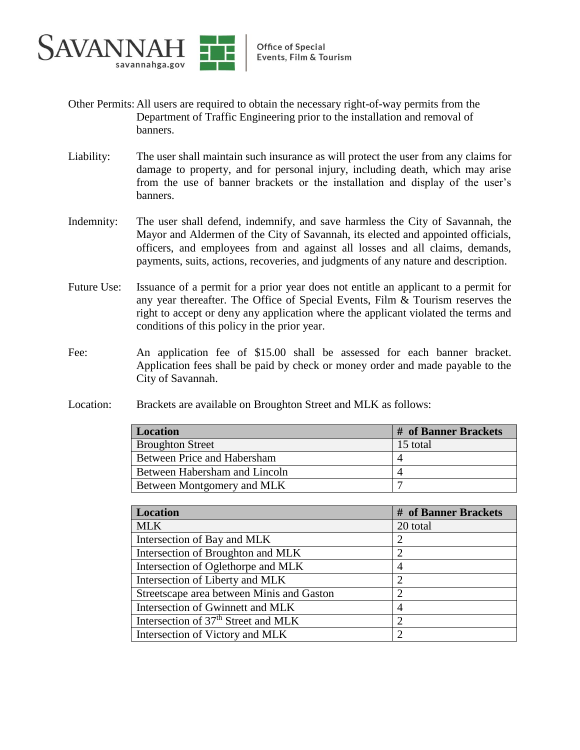**Other Permits:** All users are required to obtain the necessary right-of-way permits from the Department of Traffic Engineering prior to the installation and removal of banners.

**Liability:** The user shall maintain such insurance as will protect the user from any claims for damage to property, and for personal injury, including death, which may arise from the use of banner brackets or the installation and display of the user's banners.

**Indemnity:** The user shall defend, indemnify, and save harmless the City of Savannah, the Mayor and Aldermen of the City of Savannah, its elected and appointed officials, officers, and employees from and against all losses and all claims, demands, payments, suits, actions, recoveries, and judgments of any nature and description.

**Future Use:** Issuance of a permit for a prior year does not entitle an applicant to a permit for any year thereafter. The Office of Special Events, Film & Tourism reserves the right to accept or deny any application where the applicant violated the terms and conditions of this policy in the prior year.

**Fee:** An application fee of $15.00 shall be assessed for each banner bracket. Application fees shall be paid by check or money order and made payable to the City of Savannah.

**Location:** Brackets are available on Broughton Street and MLK as follows:

| Location | # of Banner Brackets |
|---|---|
| Broughton Street | 15 total |
| Between Price and Habersham | 4 |
| Between Habersham and Lincoln | 4 |
| Between Montgomery and MLK | 7 |

| Location | # of Banner Brackets |
|---|---|
| MLK | 20 total |
| Intersection of Bay and MLK | 2 |
| Intersection of Broughton and MLK | 2 |
| Intersection of Oglethorpe and MLK | 4 |
| Intersection of Liberty and MLK | 2 |
| Streetscape area between Minis and Gaston | 2 |
| Intersection of Gwinnett and MLK | 4 |
| Intersection of 37th Street and MLK | 2 |
| Intersection of Victory and MLK | 2 |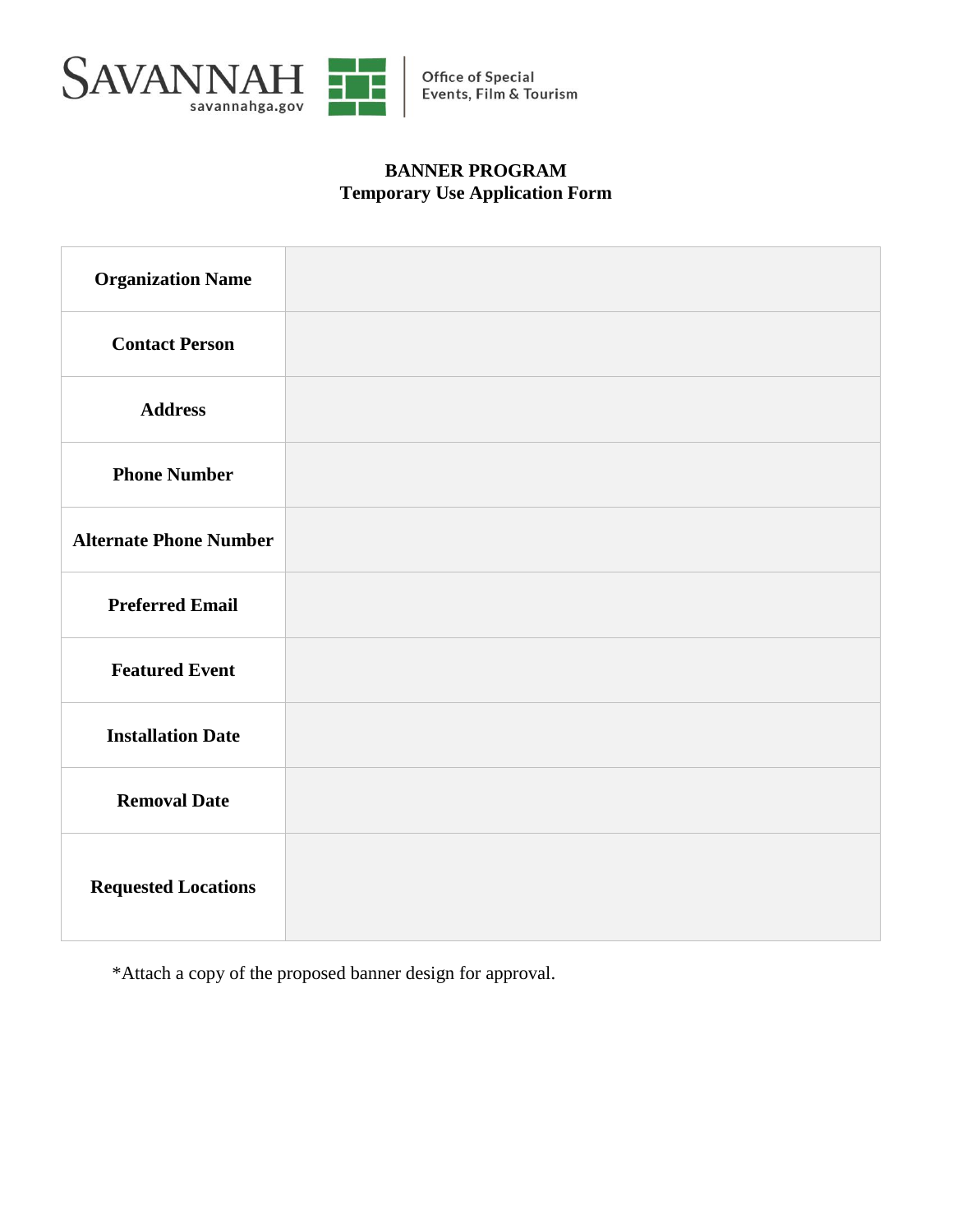SAVANNAH savannahga.gov | Office of Special Events, Film & Tourism

**BANNER PROGRAM**
**Temporary Use Application Form**

| | |
|---|---|
| **Organization Name** | |
| **Contact Person** | |
| **Address** | |
| **Phone Number** | |
| **Alternate Phone Number** | |
| **Preferred Email** | |
| **Featured Event** | |
| **Installation Date** | |
| **Removal Date** | |
| **Requested Locations** | |

*Attach a copy of the proposed banner design for approval.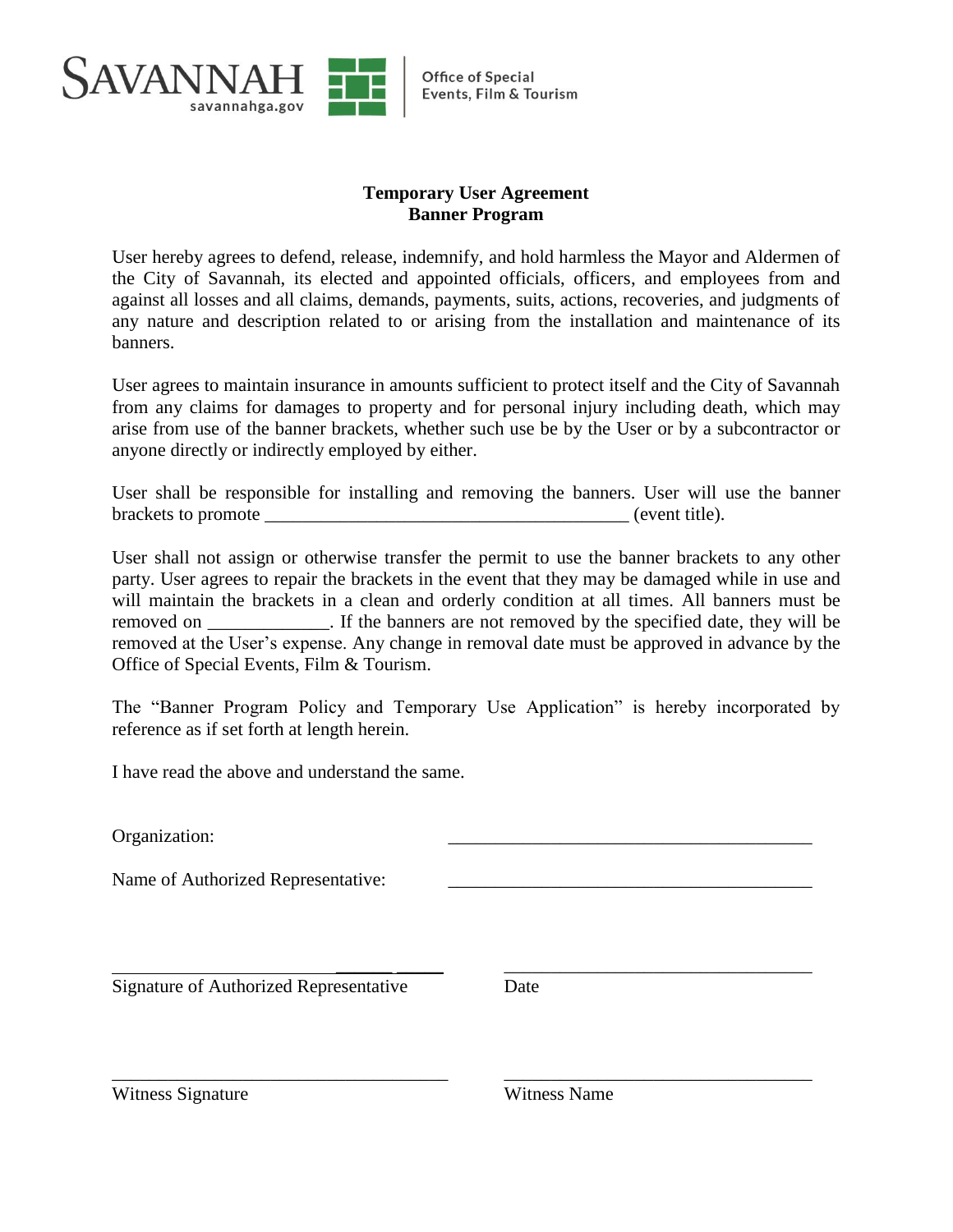SAVANNAH savannahga.gov | Office of Special Events, Film & Tourism

**Temporary User Agreement**
**Banner Program**

User hereby agrees to defend, release, indemnify, and hold harmless the Mayor and Aldermen of the City of Savannah, its elected and appointed officials, officers, and employees from and against all losses and all claims, demands, payments, suits, actions, recoveries, and judgments of any nature and description related to or arising from the installation and maintenance of its banners.

User agrees to maintain insurance in amounts sufficient to protect itself and the City of Savannah from any claims for damages to property and for personal injury including death, which may arise from use of the banner brackets, whether such use be by the User or by a subcontractor or anyone directly or indirectly employed by either.

User shall be responsible for installing and removing the banners. User will use the banner brackets to promote _______________________________________ (event title).

User shall not assign or otherwise transfer the permit to use the banner brackets to any other party. User agrees to repair the brackets in the event that they may be damaged while in use and will maintain the brackets in a clean and orderly condition at all times. All banners must be removed on _____________. If the banners are not removed by the specified date, they will be removed at the User's expense. Any change in removal date must be approved in advance by the Office of Special Events, Film & Tourism.

The "Banner Program Policy and Temporary Use Application" is hereby incorporated by reference as if set forth at length herein.

I have read the above and understand the same.

Organization: _______________________________________

Name of Authorized Representative: _______________________________________

_______________________________________
Signature of Authorized Representative

_______________________________________
Date

_______________________________________
Witness Signature

_______________________________________
Witness Name